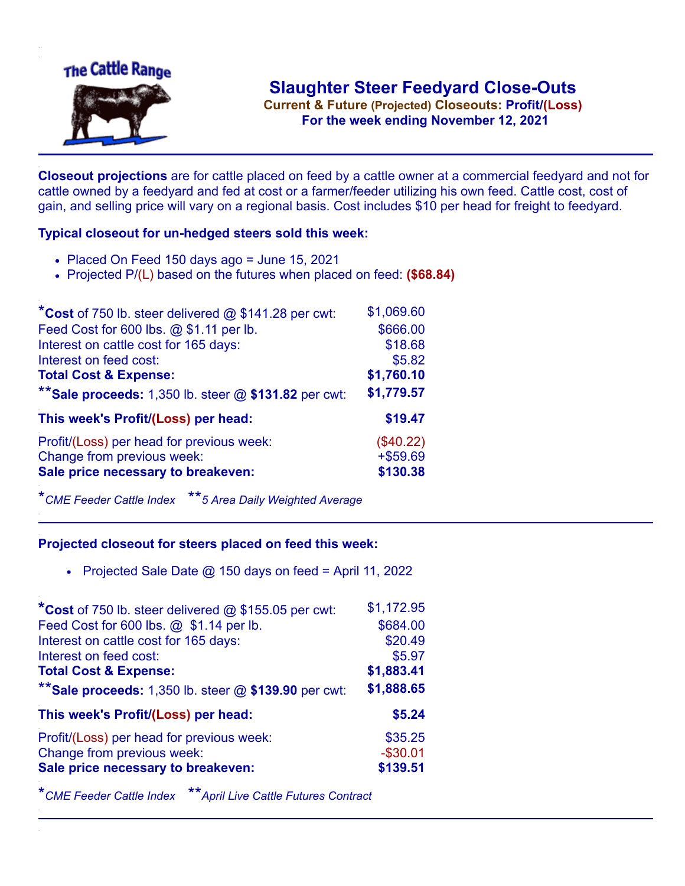The Cattle Range

# Slaughter Steer Feedyard Close-Outs

**Current & Future (Projected) Closeouts: Profit/(Loss)**
**For the week ending November 12, 2021**

**Closeout projections** are for cattle placed on feed by a cattle owner at a commercial feedyard and not for cattle owned by a feedyard and fed at cost or a farmer/feeder utilizing his own feed. Cattle cost, cost of gain, and selling price will vary on a regional basis. Cost includes $10 per head for freight to feedyard.

### Typical closeout for un-hedged steers sold this week:

- Placed On Feed 150 days ago = June 15, 2021
- Projected P/(L) based on the futures when placed on feed: **($68.84)**

| | |
|---|---|
| ***Cost** of 750 lb. steer delivered @ $141.28 per cwt: | $1,069.60 |
| Feed Cost for 600 lbs. @ $1.11 per lb. | $666.00 |
| Interest on cattle cost for 165 days: | $18.68 |
| Interest on feed cost: | $5.82 |
| **Total Cost & Expense:** | **$1,760.10** |
| ****Sale proceeds:** 1,350 lb. steer @ **$131.82** per cwt: | **$1,779.57** |
| **This week's Profit/(Loss) per head:** | **$19.47** |
| Profit/(Loss) per head for previous week: | ($40.22) |
| Change from previous week: | +$59.69 |
| **Sale price necessary to breakeven:** | **$130.38** |

**CME Feeder Cattle Index* ***5 Area Daily Weighted Average*

### Projected closeout for steers placed on feed this week:

- Projected Sale Date @ 150 days on feed = April 11, 2022

| | |
|---|---|
| ***Cost** of 750 lb. steer delivered @ $155.05 per cwt: | $1,172.95 |
| Feed Cost for 600 lbs. @ $1.14 per lb. | $684.00 |
| Interest on cattle cost for 165 days: | $20.49 |
| Interest on feed cost: | $5.97 |
| **Total Cost & Expense:** | **$1,883.41** |
| ****Sale proceeds:** 1,350 lb. steer @ **$139.90** per cwt: | **$1,888.65** |
| **This week's Profit/(Loss) per head:** | **$5.24** |
| Profit/(Loss) per head for previous week: | $35.25 |
| Change from previous week: | -$30.01 |
| **Sale price necessary to breakeven:** | **$139.51** |

**CME Feeder Cattle Index* ***April Live Cattle Futures Contract*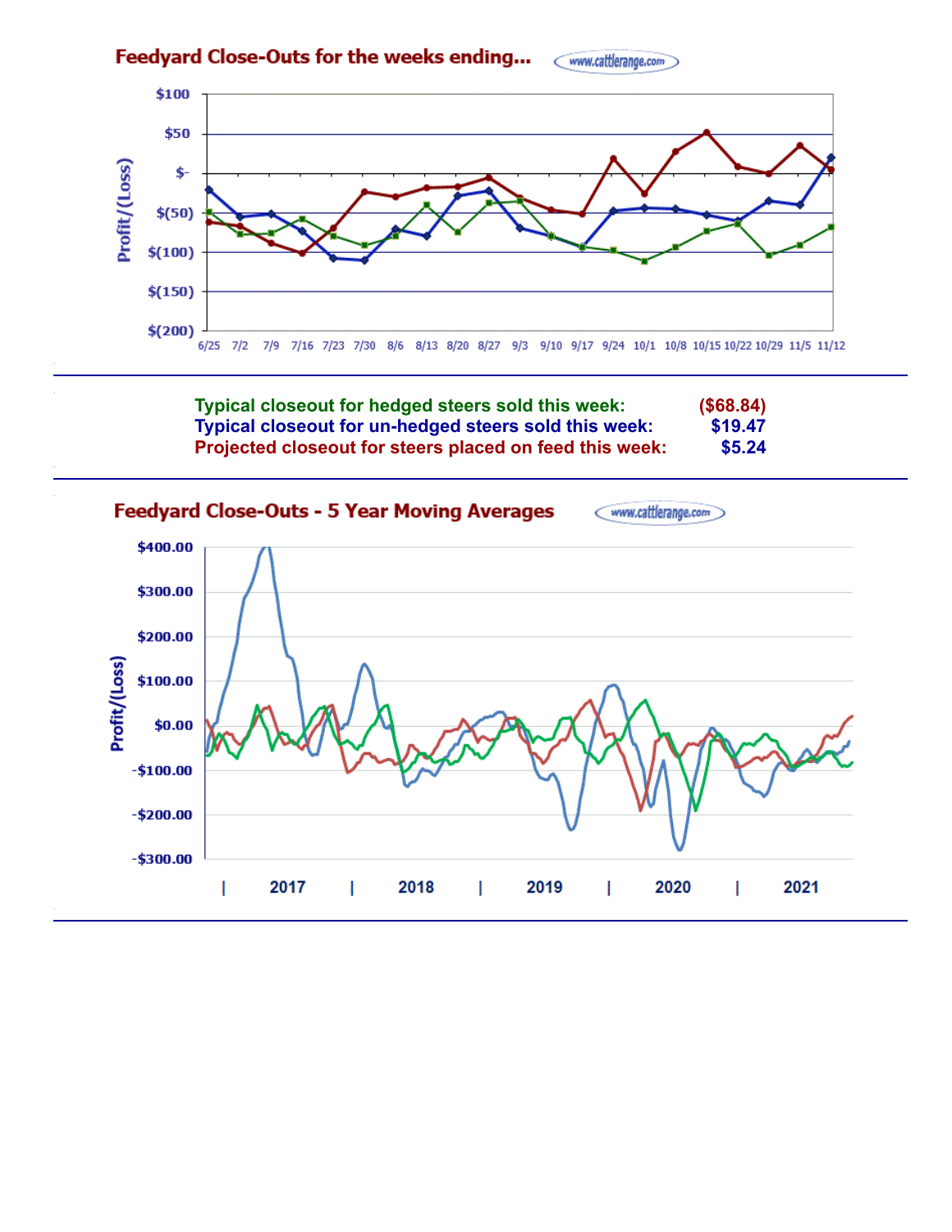## Feedyard Close-Outs for the weeks ending...

www.cattlerange.com

$100
$50
$-
$(50)
$(100)
$(150)
$(200)

Profit/(Loss)

6/25 7/2 7/9 7/16 7/23 7/30 8/6 8/13 8/20 8/27 9/3 9/10 9/17 9/24 10/1 10/8 10/15 10/22 10/29 11/5 11/12

---

**Typical closeout for hedged steers sold this week:** ($68.84)
**Typical closeout for un-hedged steers sold this week:** $19.47
**Projected closeout for steers placed on feed this week:** $5.24

---

## Feedyard Close-Outs - 5 Year Moving Averages

www.cattlerange.com

$400.00
$300.00
$200.00
$100.00
$0.00
-$100.00
-$200.00
-$300.00

Profit/(Loss)

| 2017 | 2018 | 2019 | 2020 | 2021